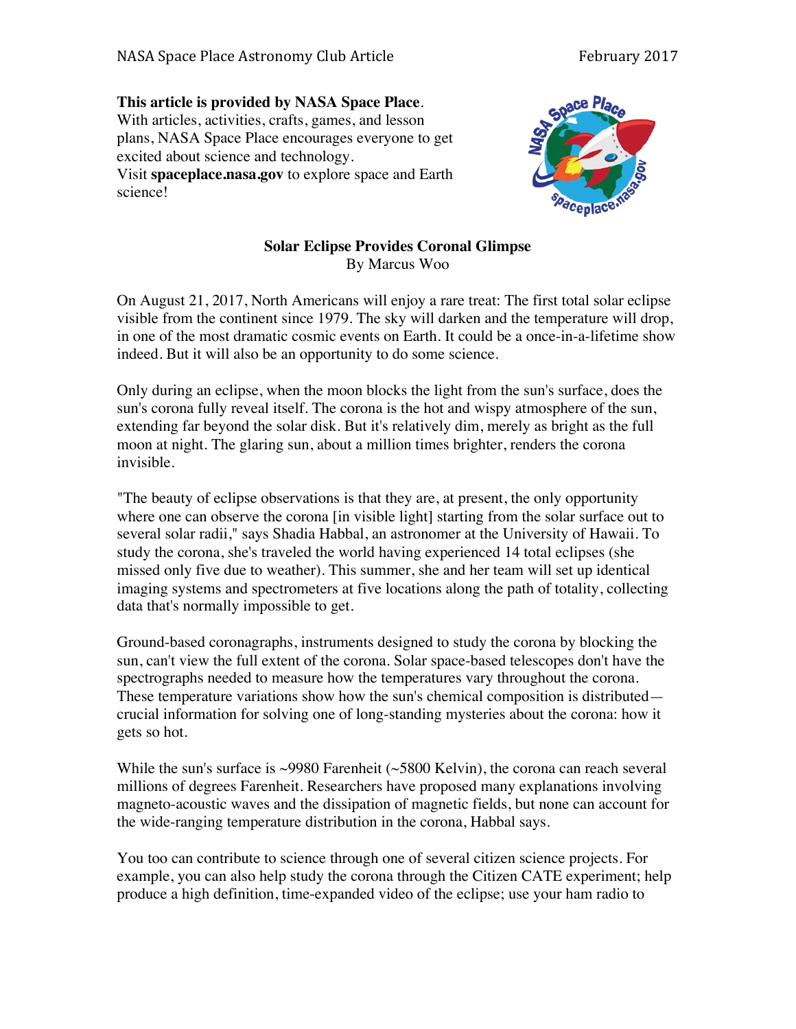**This article is provided by NASA Space Place.**
With articles, activities, crafts, games, and lesson plans, NASA Space Place encourages everyone to get excited about science and technology.
Visit **spaceplace.nasa.gov** to explore space and Earth science!

## Solar Eclipse Provides Coronal Glimpse

By Marcus Woo

On August 21, 2017, North Americans will enjoy a rare treat: The first total solar eclipse visible from the continent since 1979. The sky will darken and the temperature will drop, in one of the most dramatic cosmic events on Earth. It could be a once-in-a-lifetime show indeed. But it will also be an opportunity to do some science.

Only during an eclipse, when the moon blocks the light from the sun's surface, does the sun's corona fully reveal itself. The corona is the hot and wispy atmosphere of the sun, extending far beyond the solar disk. But it's relatively dim, merely as bright as the full moon at night. The glaring sun, about a million times brighter, renders the corona invisible.

"The beauty of eclipse observations is that they are, at present, the only opportunity where one can observe the corona [in visible light] starting from the solar surface out to several solar radii," says Shadia Habbal, an astronomer at the University of Hawaii. To study the corona, she's traveled the world having experienced 14 total eclipses (she missed only five due to weather). This summer, she and her team will set up identical imaging systems and spectrometers at five locations along the path of totality, collecting data that's normally impossible to get.

Ground-based coronagraphs, instruments designed to study the corona by blocking the sun, can't view the full extent of the corona. Solar space-based telescopes don't have the spectrographs needed to measure how the temperatures vary throughout the corona. These temperature variations show how the sun's chemical composition is distributed—crucial information for solving one of long-standing mysteries about the corona: how it gets so hot.

While the sun's surface is ~9980 Farenheit (~5800 Kelvin), the corona can reach several millions of degrees Farenheit. Researchers have proposed many explanations involving magneto-acoustic waves and the dissipation of magnetic fields, but none can account for the wide-ranging temperature distribution in the corona, Habbal says.

You too can contribute to science through one of several citizen science projects. For example, you can also help study the corona through the Citizen CATE experiment; help produce a high definition, time-expanded video of the eclipse; use your ham radio to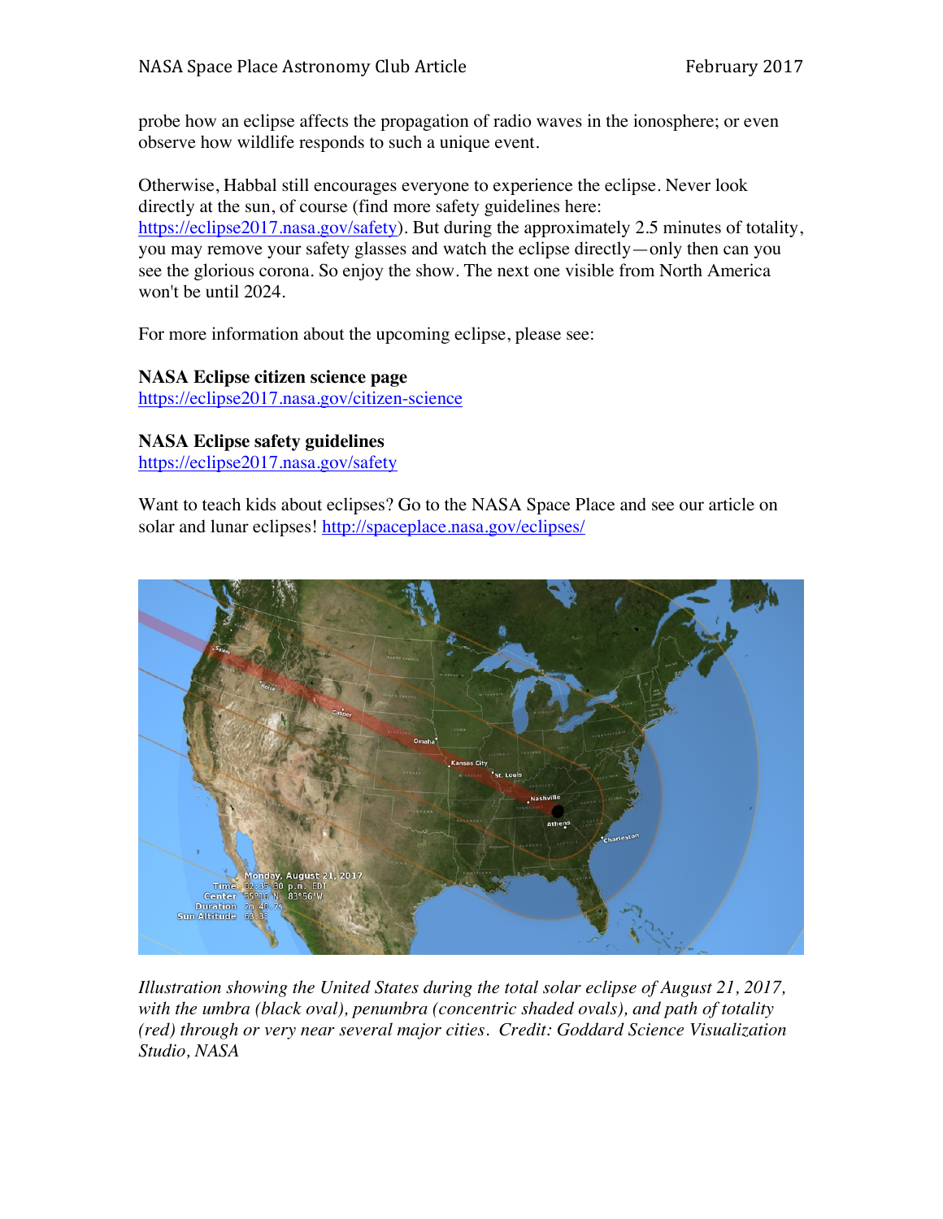probe how an eclipse affects the propagation of radio waves in the ionosphere; or even observe how wildlife responds to such a unique event.

Otherwise, Habbal still encourages everyone to experience the eclipse. Never look directly at the sun, of course (find more safety guidelines here: https://eclipse2017.nasa.gov/safety). But during the approximately 2.5 minutes of totality, you may remove your safety glasses and watch the eclipse directly—only then can you see the glorious corona. So enjoy the show. The next one visible from North America won't be until 2024.

For more information about the upcoming eclipse, please see:

**NASA Eclipse citizen science page**
https://eclipse2017.nasa.gov/citizen-science

**NASA Eclipse safety guidelines**
https://eclipse2017.nasa.gov/safety

Want to teach kids about eclipses? Go to the NASA Space Place and see our article on solar and lunar eclipses! http://spaceplace.nasa.gov/eclipses/

*Illustration showing the United States during the total solar eclipse of August 21, 2017, with the umbra (black oval), penumbra (concentric shaded ovals), and path of totality (red) through or very near several major cities. Credit: Goddard Science Visualization Studio, NASA*